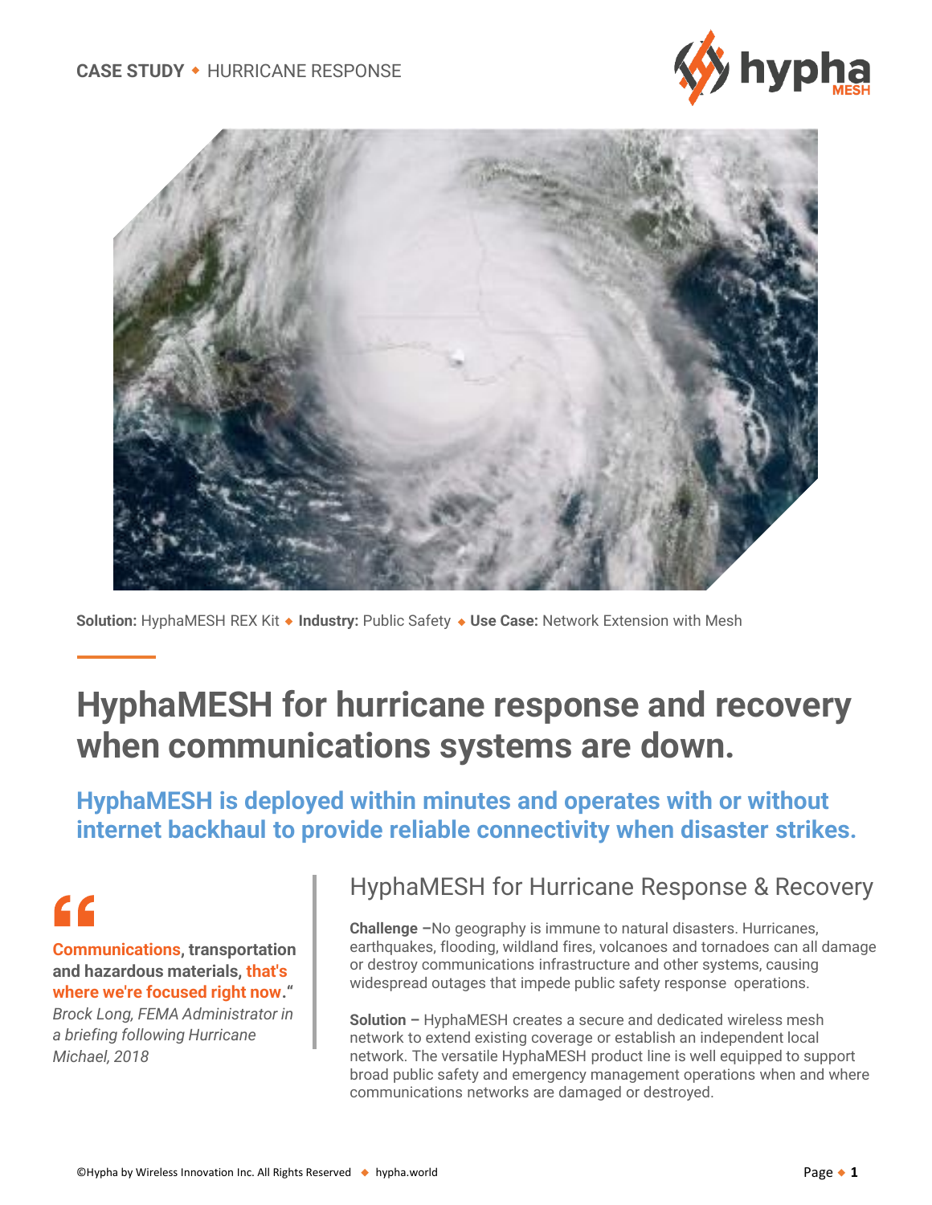CASE STUDY ◆ HURRICANE RESPONSE

**Solution:** HyphaMESH REX Kit ◆ **Industry:** Public Safety ◆ **Use Case:** Network Extension with Mesh

# HyphaMESH for hurricane response and recovery when communications systems are down.

## HyphaMESH is deployed within minutes and operates with or without internet backhaul to provide reliable connectivity when disaster strikes.

> **"Communications, transportation and hazardous materials, that's where we're focused right now."**
>
> *Brock Long, FEMA Administrator in a briefing following Hurricane Michael, 2018*

### HyphaMESH for Hurricane Response & Recovery

**Challenge –**No geography is immune to natural disasters. Hurricanes, earthquakes, flooding, wildland fires, volcanoes and tornadoes can all damage or destroy communications infrastructure and other systems, causing widespread outages that impede public safety response operations.

**Solution –** HyphaMESH creates a secure and dedicated wireless mesh network to extend existing coverage or establish an independent local network. The versatile HyphaMESH product line is well equipped to support broad public safety and emergency management operations when and where communications networks are damaged or destroyed.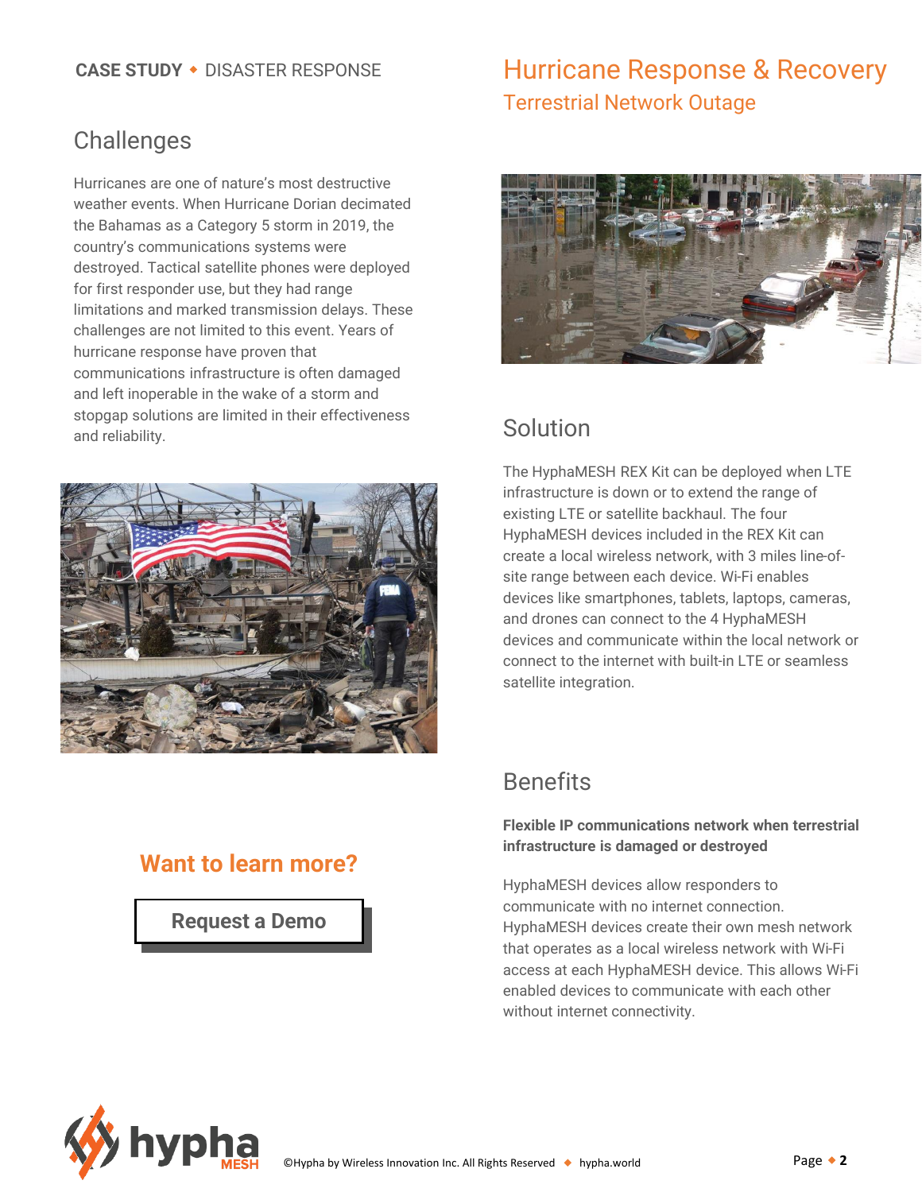**CASE STUDY** ◆ DISASTER RESPONSE

# Hurricane Response & Recovery

## Terrestrial Network Outage

## Challenges

Hurricanes are one of nature's most destructive weather events. When Hurricane Dorian decimated the Bahamas as a Category 5 storm in 2019, the country's communications systems were destroyed. Tactical satellite phones were deployed for first responder use, but they had range limitations and marked transmission delays. These challenges are not limited to this event. Years of hurricane response have proven that communications infrastructure is often damaged and left inoperable in the wake of a storm and stopgap solutions are limited in their effectiveness and reliability.

## Solution

The HyphaMESH REX Kit can be deployed when LTE infrastructure is down or to extend the range of existing LTE or satellite backhaul. The four HyphaMESH devices included in the REX Kit can create a local wireless network, with 3 miles line-of-site range between each device. Wi-Fi enables devices like smartphones, tablets, laptops, cameras, and drones can connect to the 4 HyphaMESH devices and communicate within the local network or connect to the internet with built-in LTE or seamless satellite integration.

## Benefits

**Flexible IP communications network when terrestrial infrastructure is damaged or destroyed**

HyphaMESH devices allow responders to communicate with no internet connection. HyphaMESH devices create their own mesh network that operates as a local wireless network with Wi-Fi access at each HyphaMESH device. This allows Wi-Fi enabled devices to communicate with each other without internet connectivity.

### Want to learn more?

Request a Demo

©Hypha by Wireless Innovation Inc. All Rights Reserved ◆ hypha.world